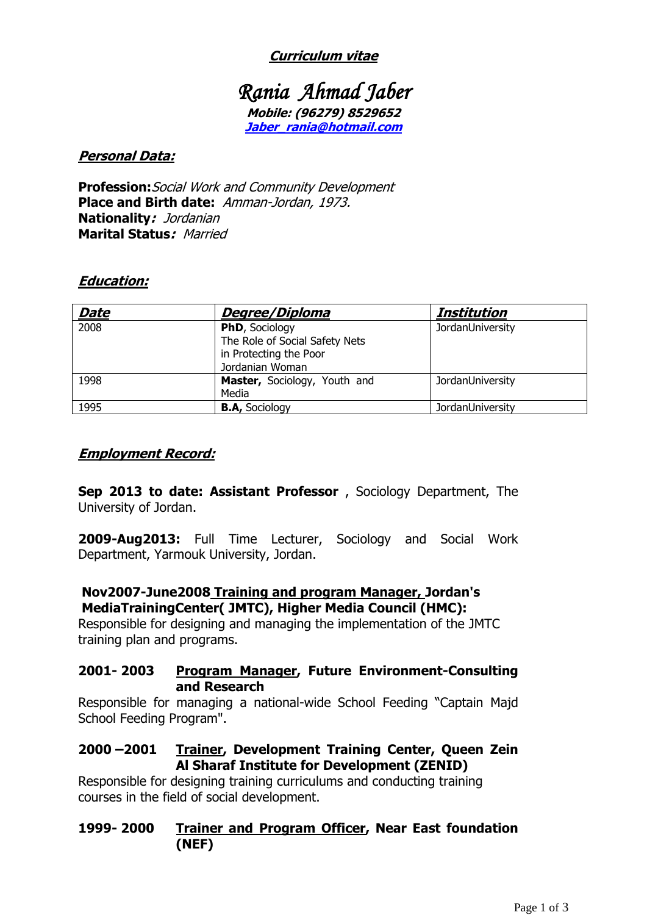# ***Curriculum vitae***

## *Rania Ahmad Jaber*

***Mobile: (96279) 8529652***
***Jaber_rania@hotmail.com***

### ***Personal Data:***

**Profession:** *Social Work and Community Development*
**Place and Birth date:** *Amman-Jordan, 1973.*
**Nationality*:*** *Jordanian*
**Marital Status*:*** *Married*

### ***Education:***

| ***Date*** | ***Degree/Diploma*** | ***Institution*** |
|---|---|---|
| 2008 | **PhD**, Sociology The Role of Social Safety Nets in Protecting the Poor Jordanian Woman | JordanUniversity |
| 1998 | **Master,** Sociology, Youth and Media | JordanUniversity |
| 1995 | **B.A,** Sociology | JordanUniversity |

### ***Employment Record:***

**Sep 2013 to date: Assistant Professor** , Sociology Department, The University of Jordan.

**2009-Aug2013:** Full Time Lecturer, Sociology and Social Work Department, Yarmouk University, Jordan.

**Nov2007-June2008 Training and program Manager, Jordan's MediaTrainingCenter( JMTC), Higher Media Council (HMC):**
Responsible for designing and managing the implementation of the JMTC training plan and programs.

**2001- 2003 Program Manager, Future Environment-Consulting and Research**
Responsible for managing a national-wide School Feeding "Captain Majd School Feeding Program".

**2000 –2001 Trainer, Development Training Center, Queen Zein Al Sharaf Institute for Development (ZENID)**
Responsible for designing training curriculums and conducting training courses in the field of social development.

**1999- 2000 Trainer and Program Officer, Near East foundation (NEF)**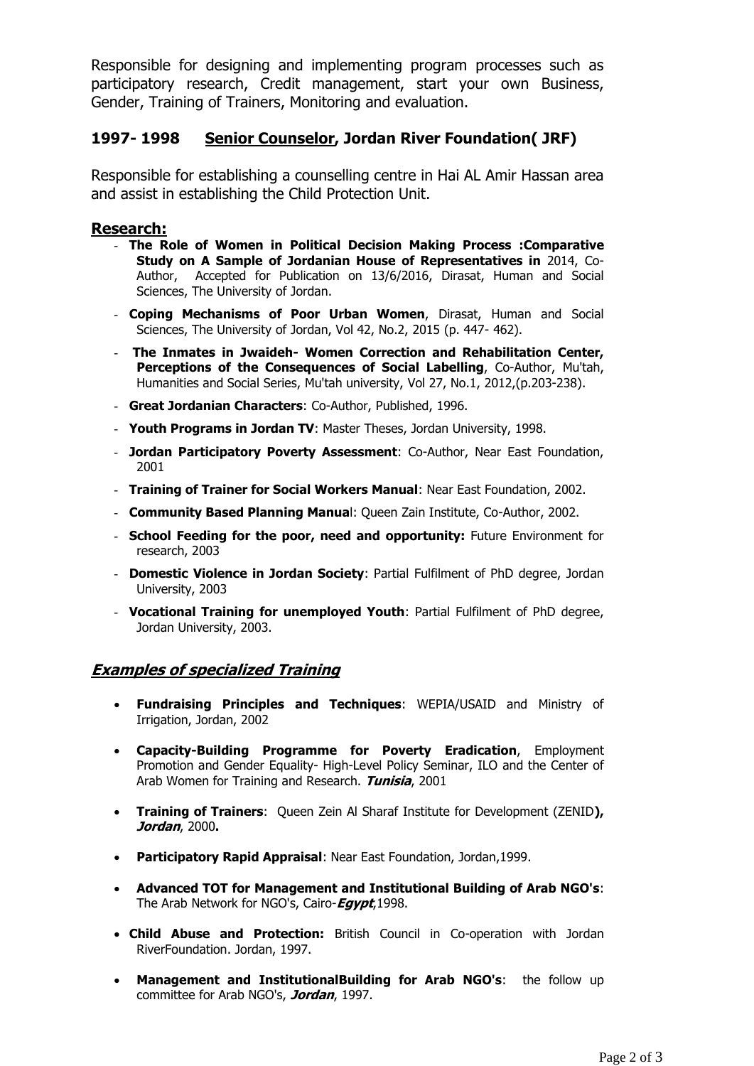Responsible for designing and implementing program processes such as participatory research, Credit management, start your own Business, Gender, Training of Trainers, Monitoring and evaluation.

### 1997- 1998 <u>Senior Counselor</u>, Jordan River Foundation( JRF)

Responsible for establishing a counselling centre in Hai AL Amir Hassan area and assist in establishing the Child Protection Unit.

## <u>Research:</u>

- **The Role of Women in Political Decision Making Process :Comparative Study on A Sample of Jordanian House of Representatives in** 2014, Co-Author, Accepted for Publication on 13/6/2016, Dirasat, Human and Social Sciences, The University of Jordan.
- **Coping Mechanisms of Poor Urban Women**, Dirasat, Human and Social Sciences, The University of Jordan, Vol 42, No.2, 2015 (p. 447- 462).
- **The Inmates in Jwaideh- Women Correction and Rehabilitation Center, Perceptions of the Consequences of Social Labelling**, Co-Author, Mu'tah, Humanities and Social Series, Mu'tah university, Vol 27, No.1, 2012,(p.203-238).
- **Great Jordanian Characters**: Co-Author, Published, 1996.
- **Youth Programs in Jordan TV**: Master Theses, Jordan University, 1998.
- **Jordan Participatory Poverty Assessment**: Co-Author, Near East Foundation, 2001
- **Training of Trainer for Social Workers Manual**: Near East Foundation, 2002.
- **Community Based Planning Manua**l: Queen Zain Institute, Co-Author, 2002.
- **School Feeding for the poor, need and opportunity:** Future Environment for research, 2003
- **Domestic Violence in Jordan Society**: Partial Fulfilment of PhD degree, Jordan University, 2003
- **Vocational Training for unemployed Youth**: Partial Fulfilment of PhD degree, Jordan University, 2003.

## <u>*Examples of specialized Training*</u>

- **Fundraising Principles and Techniques**: WEPIA/USAID and Ministry of Irrigation, Jordan, 2002
- **Capacity-Building Programme for Poverty Eradication**, Employment Promotion and Gender Equality- High-Level Policy Seminar, ILO and the Center of Arab Women for Training and Research. ***Tunisia***, 2001
- **Training of Trainers**: Queen Zein Al Sharaf Institute for Development (ZENID**), *Jordan***, 2000**.**
- **Participatory Rapid Appraisal**: Near East Foundation, Jordan,1999.
- **Advanced TOT for Management and Institutional Building of Arab NGO's**: The Arab Network for NGO's, Cairo-***Egypt***,1998.
- **Child Abuse and Protection:** British Council in Co-operation with Jordan RiverFoundation. Jordan, 1997.
- **Management and InstitutionalBuilding for Arab NGO's**: the follow up committee for Arab NGO's, ***Jordan***, 1997.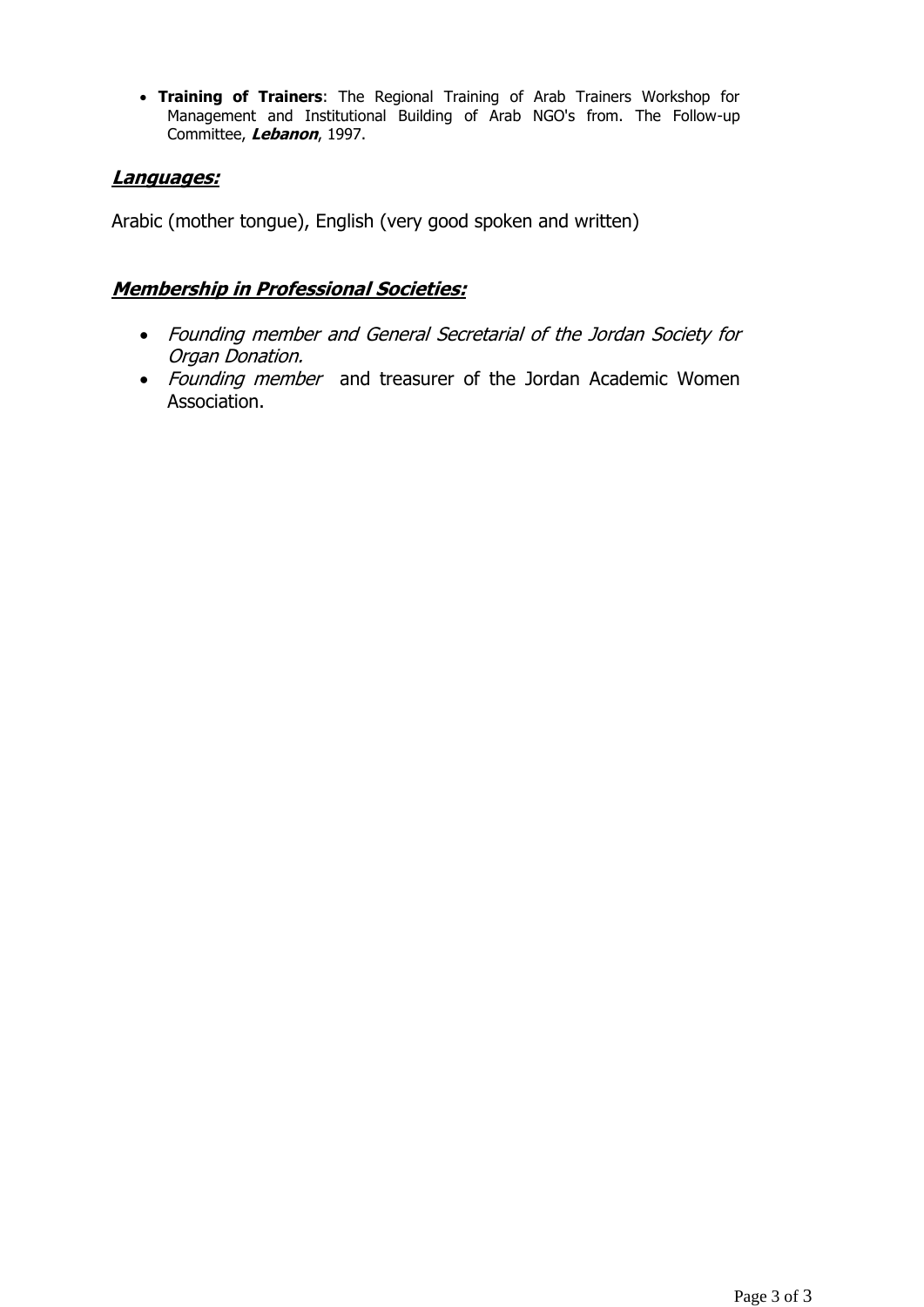- **Training of Trainers**: The Regional Training of Arab Trainers Workshop for Management and Institutional Building of Arab NGO's from. The Follow-up Committee, ***Lebanon***, 1997.

## ***Languages:***

Arabic (mother tongue), English (very good spoken and written)

## ***Membership in Professional Societies:***

- *Founding member and General Secretarial of the Jordan Society for Organ Donation.*
- *Founding member* and treasurer of the Jordan Academic Women Association.